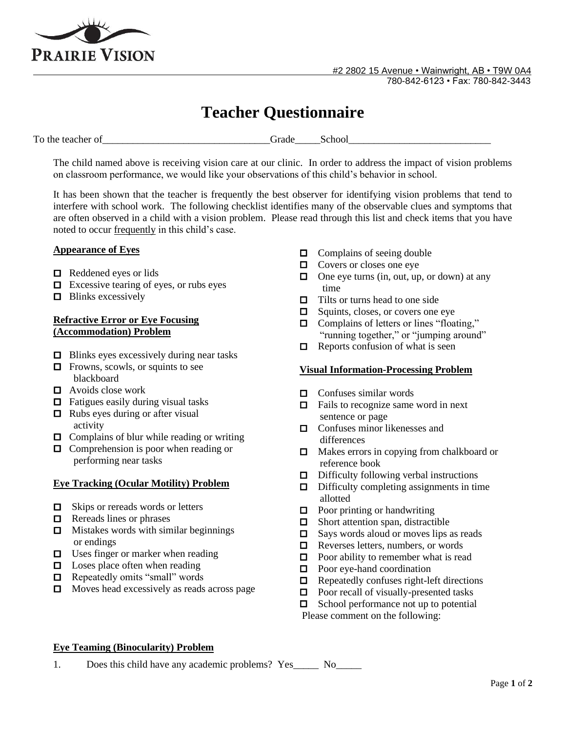PRAIRIE VISION

#2 2802 15 Avenue • Wainwright, AB • T9W 0A4
780-842-6123 • Fax: 780-842-3443

# Teacher Questionnaire

To the teacher of________________________________Grade_____School____________________________

The child named above is receiving vision care at our clinic. In order to address the impact of vision problems on classroom performance, we would like your observations of this child's behavior in school.

It has been shown that the teacher is frequently the best observer for identifying vision problems that tend to interfere with school work. The following checklist identifies many of the observable clues and symptoms that are often observed in a child with a vision problem. Please read through this list and check items that you have noted to occur frequently in this child's case.

**Appearance of Eyes**

- ☐ Reddened eyes or lids
- ☐ Excessive tearing of eyes, or rubs eyes
- ☐ Blinks excessively

**Refractive Error or Eye Focusing (Accommodation) Problem**

- ☐ Blinks eyes excessively during near tasks
- ☐ Frowns, scowls, or squints to see blackboard
- ☐ Avoids close work
- ☐ Fatigues easily during visual tasks
- ☐ Rubs eyes during or after visual activity
- ☐ Complains of blur while reading or writing
- ☐ Comprehension is poor when reading or performing near tasks

**Eye Tracking (Ocular Motility) Problem**

- ☐ Skips or rereads words or letters
- ☐ Rereads lines or phrases
- ☐ Mistakes words with similar beginnings or endings
- ☐ Uses finger or marker when reading
- ☐ Loses place often when reading
- ☐ Repeatedly omits "small" words
- ☐ Moves head excessively as reads across page

**Eye Teaming (Binocularity) Problem**

- ☐ Complains of seeing double
- ☐ Covers or closes one eye
- ☐ One eye turns (in, out, up, or down) at any time
- ☐ Tilts or turns head to one side
- ☐ Squints, closes, or covers one eye
- ☐ Complains of letters or lines "floating," "running together," or "jumping around"
- ☐ Reports confusion of what is seen

**Visual Information-Processing Problem**

- ☐ Confuses similar words
- ☐ Fails to recognize same word in next sentence or page
- ☐ Confuses minor likenesses and differences
- ☐ Makes errors in copying from chalkboard or reference book
- ☐ Difficulty following verbal instructions
- ☐ Difficulty completing assignments in time allotted
- ☐ Poor printing or handwriting
- ☐ Short attention span, distractible
- ☐ Says words aloud or moves lips as reads
- ☐ Reverses letters, numbers, or words
- ☐ Poor ability to remember what is read
- ☐ Poor eye-hand coordination
- ☐ Repeatedly confuses right-left directions
- ☐ Poor recall of visually-presented tasks
- ☐ School performance not up to potential

Please comment on the following:

1. Does this child have any academic problems? Yes_____ No_____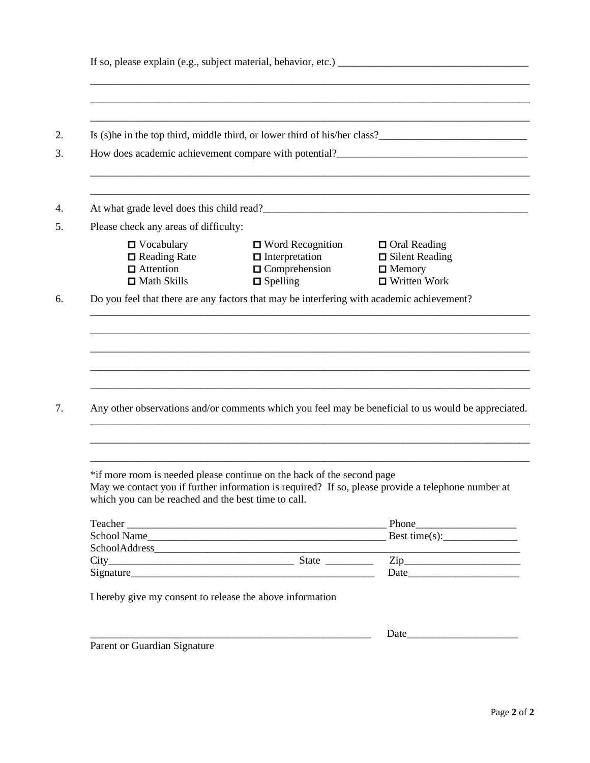If so, please explain (e.g., subject material, behavior, etc.) ____________________________________

_______________________________________________________________________________________

_______________________________________________________________________________________

_______________________________________________________________________________________

2. Is (s)he in the top third, middle third, or lower third of his/her class?____________________________

3. How does academic achievement compare with potential?____________________________________

_______________________________________________________________________________________

_______________________________________________________________________________________

4. At what grade level does this child read?____________________________________________________

5. Please check any areas of difficulty:

| | | |
|---|---|---|
| ☐ Vocabulary | ☐ Word Recognition | ☐ Oral Reading |
| ☐ Reading Rate | ☐ Interpretation | ☐ Silent Reading |
| ☐ Attention | ☐ Comprehension | ☐ Memory |
| ☐ Math Skills | ☐ Spelling | ☐ Written Work |

6. Do you feel that there are any factors that may be interfering with academic achievement?

_______________________________________________________________________________________

_______________________________________________________________________________________

_______________________________________________________________________________________

_______________________________________________________________________________________

_______________________________________________________________________________________

7. Any other observations and/or comments which you feel may be beneficial to us would be appreciated.

_______________________________________________________________________________________

_______________________________________________________________________________________

_______________________________________________________________________________________

*if more room is needed please continue on the back of the second page
May we contact you if further information is required? If so, please provide a telephone number at which you can be reached and the best time to call.

Teacher ___________________________________________________ Phone___________________

School Name_______________________________________________ Best time(s):______________

SchoolAddress___________________________________________________________________________

City___________________________________ State _________ Zip______________________

Signature_________________________________________________ Date_____________________

I hereby give my consent to release the above information

________________________________________________________ Date_____________________

Parent or Guardian Signature